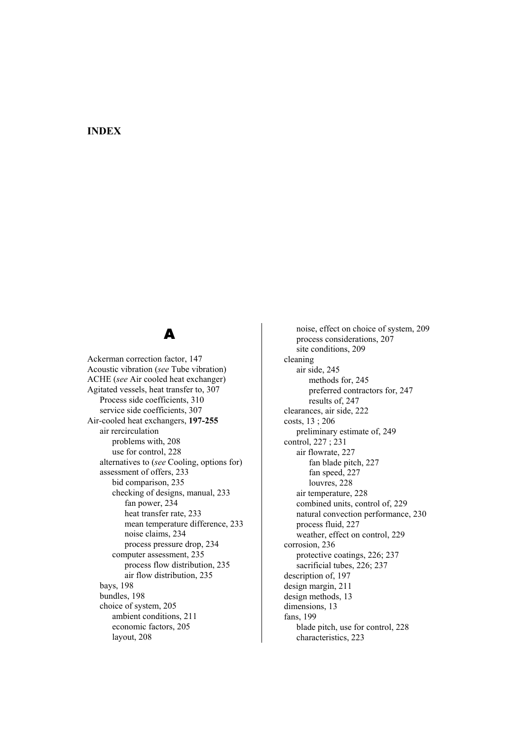# INDEX

## A

Ackerman correction factor, 147
Acoustic vibration (*see* Tube vibration)
ACHE (*see* Air cooled heat exchanger)
Agitated vessels, heat transfer to, 307
  Process side coefficients, 310
  service side coefficients, 307
Air-cooled heat exchangers, **197-255**
  air rercirculation
    problems with, 208
    use for control, 228
  alternatives to (*see* Cooling, options for)
  assessment of offers, 233
    bid comparison, 235
    checking of designs, manual, 233
      fan power, 234
      heat transfer rate, 233
      mean temperature difference, 233
      noise claims, 234
      process pressure drop, 234
    computer assessment, 235
      process flow distribution, 235
      air flow distribution, 235
  bays, 198
  bundles, 198
  choice of system, 205
    ambient conditions, 211
    economic factors, 205
    layout, 208
    noise, effect on choice of system, 209
    process considerations, 207
    site conditions, 209
  cleaning
    air side, 245
      methods for, 245
      preferred contractors for, 247
      results of, 247
  clearances, air side, 222
  costs, 13 ; 206
    preliminary estimate of, 249
  control, 227 ; 231
    air flowrate, 227
      fan blade pitch, 227
      fan speed, 227
      louvres, 228
    air temperature, 228
    combined units, control of, 229
    natural convection performance, 230
    process fluid, 227
    weather, effect on control, 229
  corrosion, 236
    protective coatings, 226; 237
    sacrificial tubes, 226; 237
  description of, 197
  design margin, 211
  design methods, 13
  dimensions, 13
  fans, 199
    blade pitch, use for control, 228
    characteristics, 223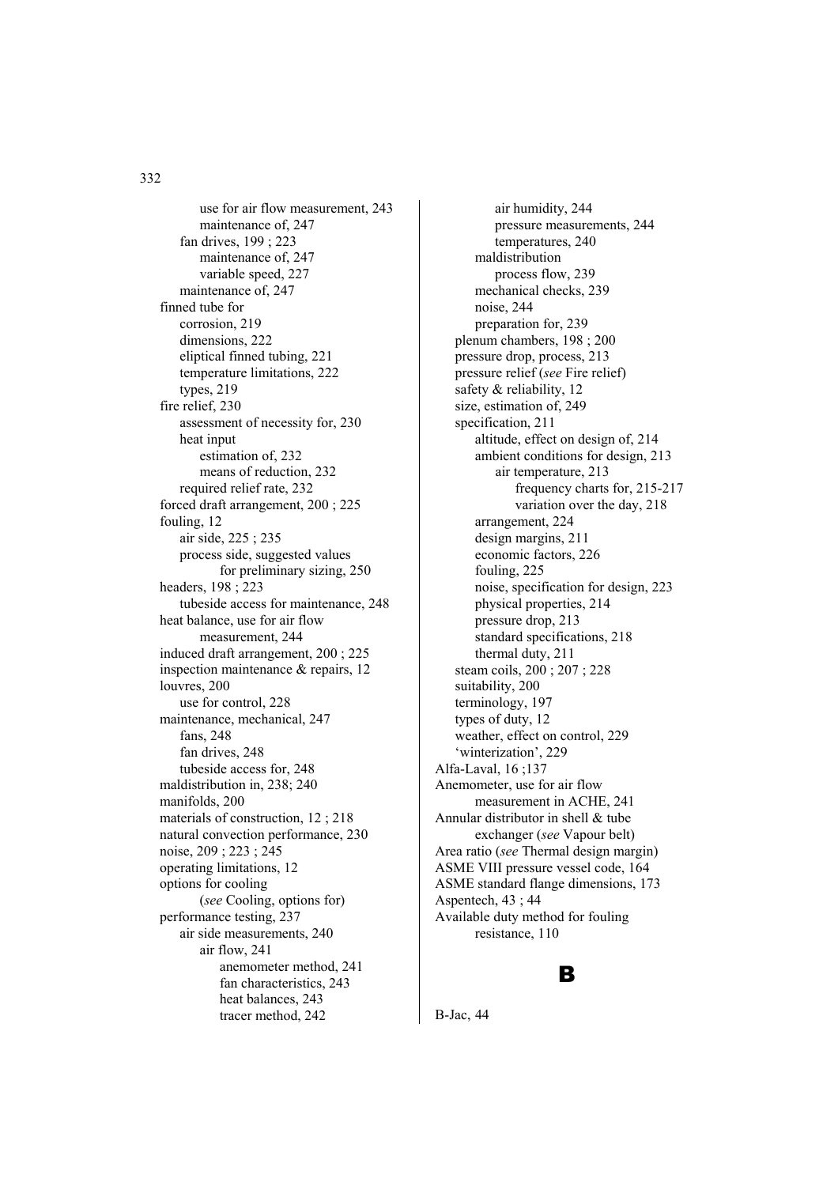use for air flow measurement, 243
            maintenance of, 247
        fan drives, 199 ; 223
            maintenance of, 247
            variable speed, 227
        maintenance of, 247
    finned tube for
        corrosion, 219
        dimensions, 222
        eliptical finned tubing, 221
        temperature limitations, 222
        types, 219
    fire relief, 230
        assessment of necessity for, 230
        heat input
            estimation of, 232
            means of reduction, 232
        required relief rate, 232
    forced draft arrangement, 200 ; 225
    fouling, 12
        air side, 225 ; 235
        process side, suggested values for preliminary sizing, 250
    headers, 198 ; 223
        tubeside access for maintenance, 248
    heat balance, use for air flow measurement, 244
    induced draft arrangement, 200 ; 225
    inspection maintenance & repairs, 12
    louvres, 200
        use for control, 228
    maintenance, mechanical, 247
        fans, 248
        fan drives, 248
        tubeside access for, 248
    maldistribution in, 238; 240
    manifolds, 200
    materials of construction, 12 ; 218
    natural convection performance, 230
    noise, 209 ; 223 ; 245
    operating limitations, 12
    options for cooling
        (*see* Cooling, options for)
    performance testing, 237
        air side measurements, 240
            air flow, 241
                anemometer method, 241
                fan characteristics, 243
                heat balances, 243
                tracer method, 242
            air humidity, 244
            pressure measurements, 244
            temperatures, 240
        maldistribution
            process flow, 239
        mechanical checks, 239
        noise, 244
        preparation for, 239
    plenum chambers, 198 ; 200
    pressure drop, process, 213
    pressure relief (*see* Fire relief)
    safety & reliability, 12
    size, estimation of, 249
    specification, 211
        altitude, effect on design of, 214
        ambient conditions for design, 213
            air temperature, 213
                frequency charts for, 215-217
                variation over the day, 218
        arrangement, 224
        design margins, 211
        economic factors, 226
        fouling, 225
        noise, specification for design, 223
        physical properties, 214
        pressure drop, 213
        standard specifications, 218
        thermal duty, 211
    steam coils, 200 ; 207 ; 228
    suitability, 200
    terminology, 197
    types of duty, 12
    weather, effect on control, 229
    'winterization', 229
Alfa-Laval, 16 ;137
Anemometer, use for air flow measurement in ACHE, 241
Annular distributor in shell & tube exchanger (*see* Vapour belt)
Area ratio (*see* Thermal design margin)
ASME VIII pressure vessel code, 164
ASME standard flange dimensions, 173
Aspentech, 43 ; 44
Available duty method for fouling resistance, 110

# B

B-Jac, 44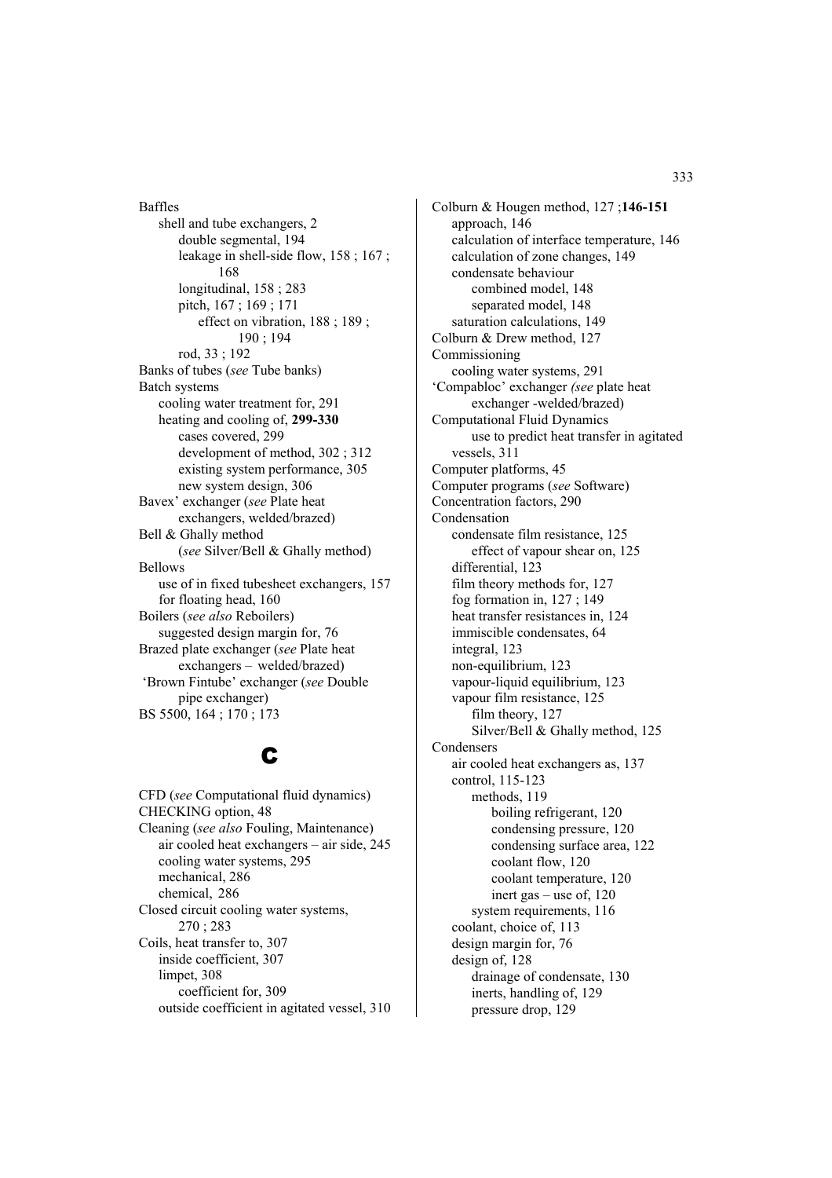Baffles
- shell and tube exchangers, 2
  - double segmental, 194
  - leakage in shell-side flow, 158 ; 167 ; 168
  - longitudinal, 158 ; 283
  - pitch, 167 ; 169 ; 171
    - effect on vibration, 188 ; 189 ; 190 ; 194
  - rod, 33 ; 192

Banks of tubes (*see* Tube banks)

Batch systems
- cooling water treatment for, 291
- heating and cooling of, **299-330**
  - cases covered, 299
  - development of method, 302 ; 312
  - existing system performance, 305
  - new system design, 306

Bavex' exchanger (*see* Plate heat exchangers, welded/brazed)

Bell & Ghally method (*see* Silver/Bell & Ghally method)

Bellows
- use of in fixed tubesheet exchangers, 157
- for floating head, 160

Boilers (*see also* Reboilers)
- suggested design margin for, 76

Brazed plate exchanger (*see* Plate heat exchangers – welded/brazed)

'Brown Fintube' exchanger (*see* Double pipe exchanger)

BS 5500, 164 ; 170 ; 173

# C

CFD (*see* Computational fluid dynamics)

CHECKING option, 48

Cleaning (*see also* Fouling, Maintenance)
- air cooled heat exchangers – air side, 245
- cooling water systems, 295
- mechanical, 286
- chemical, 286

Closed circuit cooling water systems, 270 ; 283

Coils, heat transfer to, 307
- inside coefficient, 307
- limpet, 308
  - coefficient for, 309
- outside coefficient in agitated vessel, 310

Colburn & Hougen method, 127 ;**146-151**
- approach, 146
- calculation of interface temperature, 146
- calculation of zone changes, 149
- condensate behaviour
  - combined model, 148
  - separated model, 148
- saturation calculations, 149

Colburn & Drew method, 127

Commissioning
- cooling water systems, 291

'Compabloc' exchanger *(see* plate heat exchanger -welded/brazed)

Computational Fluid Dynamics
- use to predict heat transfer in agitated vessels, 311

Computer platforms, 45

Computer programs (*see* Software)

Concentration factors, 290

Condensation
- condensate film resistance, 125
  - effect of vapour shear on, 125
- differential, 123
- film theory methods for, 127
- fog formation in, 127 ; 149
- heat transfer resistances in, 124
- immiscible condensates, 64
- integral, 123
- non-equilibrium, 123
- vapour-liquid equilibrium, 123
- vapour film resistance, 125
  - film theory, 127
  - Silver/Bell & Ghally method, 125

Condensers
- air cooled heat exchangers as, 137
- control, 115-123
  - methods, 119
    - boiling refrigerant, 120
    - condensing pressure, 120
    - condensing surface area, 122
    - coolant flow, 120
    - coolant temperature, 120
    - inert gas – use of, 120
  - system requirements, 116
- coolant, choice of, 113
- design margin for, 76
- design of, 128
  - drainage of condensate, 130
  - inerts, handling of, 129
  - pressure drop, 129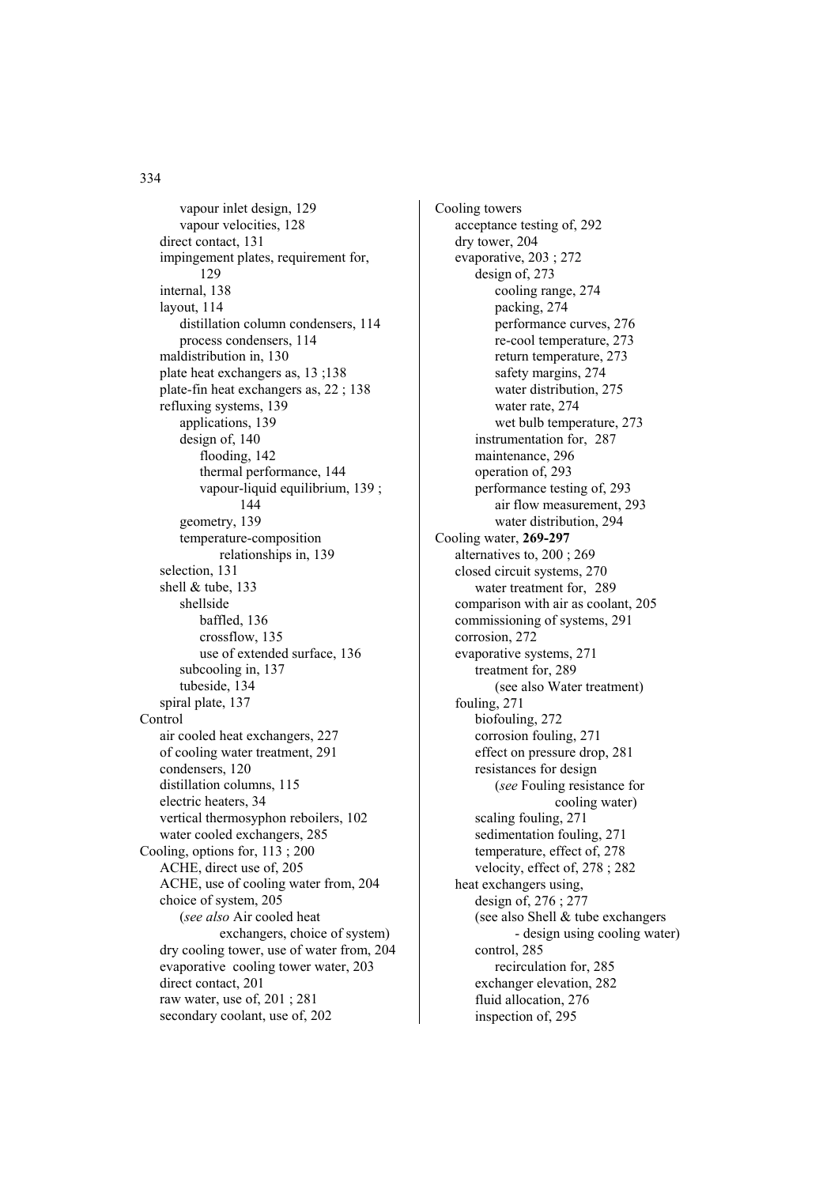vapour inlet design, 129
vapour velocities, 128
direct contact, 131
impingement plates, requirement for, 129
internal, 138
layout, 114
distillation column condensers, 114
process condensers, 114
maldistribution in, 130
plate heat exchangers as, 13 ;138
plate-fin heat exchangers as, 22 ; 138
refluxing systems, 139
applications, 139
design of, 140
flooding, 142
thermal performance, 144
vapour-liquid equilibrium, 139 ; 144
geometry, 139
temperature-composition relationships in, 139
selection, 131
shell & tube, 133
shellside
baffled, 136
crossflow, 135
use of extended surface, 136
subcooling in, 137
tubeside, 134
spiral plate, 137

Control
air cooled heat exchangers, 227
of cooling water treatment, 291
condensers, 120
distillation columns, 115
electric heaters, 34
vertical thermosyphon reboilers, 102
water cooled exchangers, 285

Cooling, options for, 113 ; 200
ACHE, direct use of, 205
ACHE, use of cooling water from, 204
choice of system, 205
(*see also* Air cooled heat exchangers, choice of system)
dry cooling tower, use of water from, 204
evaporative cooling tower water, 203
direct contact, 201
raw water, use of, 201 ; 281
secondary coolant, use of, 202

Cooling towers
acceptance testing of, 292
dry tower, 204
evaporative, 203 ; 272
design of, 273
cooling range, 274
packing, 274
performance curves, 276
re-cool temperature, 273
return temperature, 273
safety margins, 274
water distribution, 275
water rate, 274
wet bulb temperature, 273
instrumentation for, 287
maintenance, 296
operation of, 293
performance testing of, 293
air flow measurement, 293
water distribution, 294

Cooling water, **269-297**
alternatives to, 200 ; 269
closed circuit systems, 270
water treatment for, 289
comparison with air as coolant, 205
commissioning of systems, 291
corrosion, 272
evaporative systems, 271
treatment for, 289
(see also Water treatment)
fouling, 271
biofouling, 272
corrosion fouling, 271
effect on pressure drop, 281
resistances for design
(*see* Fouling resistance for cooling water)
scaling fouling, 271
sedimentation fouling, 271
temperature, effect of, 278
velocity, effect of, 278 ; 282
heat exchangers using,
design of, 276 ; 277
(see also Shell & tube exchangers - design using cooling water)
control, 285
recirculation for, 285
exchanger elevation, 282
fluid allocation, 276
inspection of, 295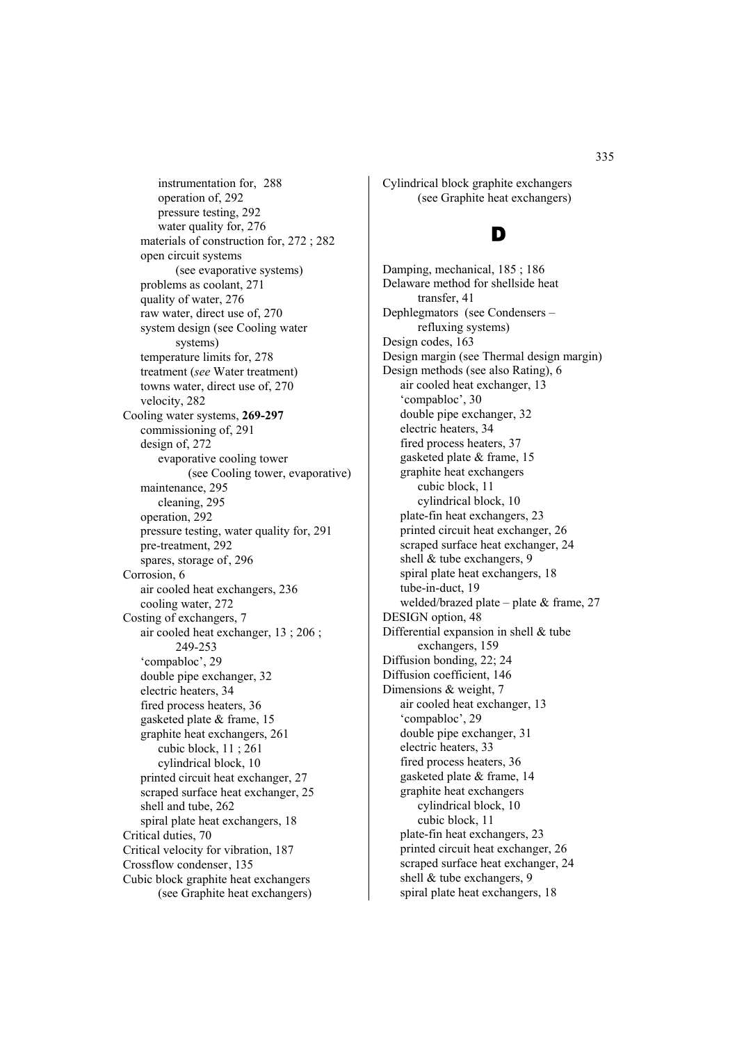instrumentation for, 288
operation of, 292
pressure testing, 292
water quality for, 276
materials of construction for, 272 ; 282
open circuit systems
(see evaporative systems)
problems as coolant, 271
quality of water, 276
raw water, direct use of, 270
system design (see Cooling water systems)
temperature limits for, 278
treatment (*see* Water treatment)
towns water, direct use of, 270
velocity, 282

Cooling water systems, **269-297**
commissioning of, 291
design of, 272
evaporative cooling tower
(see Cooling tower, evaporative)
maintenance, 295
cleaning, 295
operation, 292
pressure testing, water quality for, 291
pre-treatment, 292
spares, storage of, 296

Corrosion, 6
air cooled heat exchangers, 236
cooling water, 272

Costing of exchangers, 7
air cooled heat exchanger, 13 ; 206 ; 249-253
'compabloc', 29
double pipe exchanger, 32
electric heaters, 34
fired process heaters, 36
gasketed plate & frame, 15
graphite heat exchangers, 261
cubic block, 11 ; 261
cylindrical block, 10
printed circuit heat exchanger, 27
scraped surface heat exchanger, 25
shell and tube, 262
spiral plate heat exchangers, 18

Critical duties, 70

Critical velocity for vibration, 187

Crossflow condenser, 135

Cubic block graphite heat exchangers
(see Graphite heat exchangers)

Cylindrical block graphite exchangers
(see Graphite heat exchangers)

# D

Damping, mechanical, 185 ; 186

Delaware method for shellside heat transfer, 41

Dephlegmators (see Condensers – refluxing systems)

Design codes, 163

Design margin (see Thermal design margin)

Design methods (see also Rating), 6
air cooled heat exchanger, 13
'compabloc', 30
double pipe exchanger, 32
electric heaters, 34
fired process heaters, 37
gasketed plate & frame, 15
graphite heat exchangers
cubic block, 11
cylindrical block, 10
plate-fin heat exchangers, 23
printed circuit heat exchanger, 26
scraped surface heat exchanger, 24
shell & tube exchangers, 9
spiral plate heat exchangers, 18
tube-in-duct, 19
welded/brazed plate – plate & frame, 27

DESIGN option, 48

Differential expansion in shell & tube exchangers, 159

Diffusion bonding, 22; 24

Diffusion coefficient, 146

Dimensions & weight, 7
air cooled heat exchanger, 13
'compabloc', 29
double pipe exchanger, 31
electric heaters, 33
fired process heaters, 36
gasketed plate & frame, 14
graphite heat exchangers
cylindrical block, 10
cubic block, 11
plate-fin heat exchangers, 23
printed circuit heat exchanger, 26
scraped surface heat exchanger, 24
shell & tube exchangers, 9
spiral plate heat exchangers, 18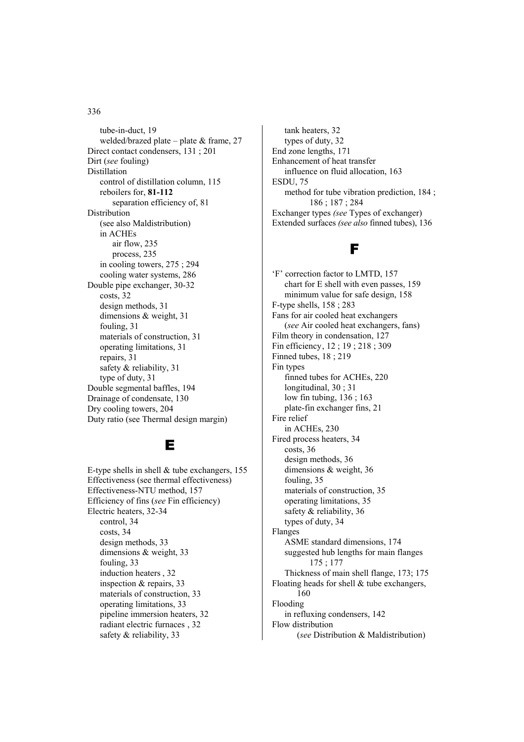tube-in-duct, 19
welded/brazed plate – plate & frame, 27
Direct contact condensers, 131 ; 201
Dirt (*see* fouling)
Distillation
control of distillation column, 115
reboilers for, **81-112**
separation efficiency of, 81
Distribution
(see also Maldistribution)
in ACHEs
air flow, 235
process, 235
in cooling towers, 275 ; 294
cooling water systems, 286
Double pipe exchanger, 30-32
costs, 32
design methods, 31
dimensions & weight, 31
fouling, 31
materials of construction, 31
operating limitations, 31
repairs, 31
safety & reliability, 31
type of duty, 31
Double segmental baffles, 194
Drainage of condensate, 130
Dry cooling towers, 204
Duty ratio (see Thermal design margin)

# E

E-type shells in shell & tube exchangers, 155
Effectiveness (see thermal effectiveness)
Effectiveness-NTU method, 157
Efficiency of fins (*see* Fin efficiency)
Electric heaters, 32-34
control, 34
costs, 34
design methods, 33
dimensions & weight, 33
fouling, 33
induction heaters , 32
inspection & repairs, 33
materials of construction, 33
operating limitations, 33
pipeline immersion heaters, 32
radiant electric furnaces , 32
safety & reliability, 33
tank heaters, 32
types of duty, 32
End zone lengths, 171
Enhancement of heat transfer
influence on fluid allocation, 163
ESDU, 75
method for tube vibration prediction, 184 ; 186 ; 187 ; 284
Exchanger types *(see* Types of exchanger)
Extended surfaces *(see also* finned tubes), 136

# F

'F' correction factor to LMTD, 157
chart for E shell with even passes, 159
minimum value for safe design, 158
F-type shells, 158 ; 283
Fans for air cooled heat exchangers
(*see* Air cooled heat exchangers, fans)
Film theory in condensation, 127
Fin efficiency, 12 ; 19 ; 218 ; 309
Finned tubes, 18 ; 219
Fin types
finned tubes for ACHEs, 220
longitudinal, 30 ; 31
low fin tubing, 136 ; 163
plate-fin exchanger fins, 21
Fire relief
in ACHEs, 230
Fired process heaters, 34
costs, 36
design methods, 36
dimensions & weight, 36
fouling, 35
materials of construction, 35
operating limitations, 35
safety & reliability, 36
types of duty, 34
Flanges
ASME standard dimensions, 174
suggested hub lengths for main flanges 175 ; 177
Thickness of main shell flange, 173; 175
Floating heads for shell & tube exchangers, 160
Flooding
in refluxing condensers, 142
Flow distribution
(*see* Distribution & Maldistribution)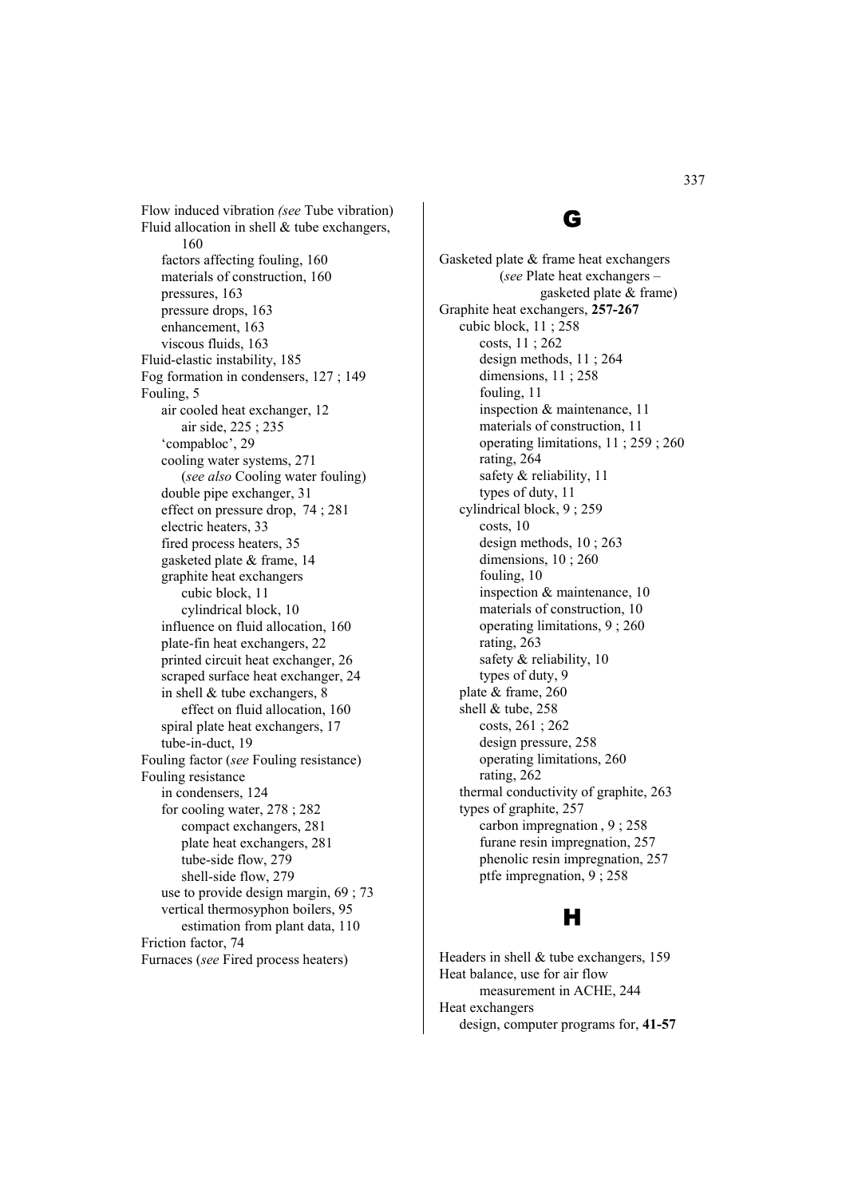Flow induced vibration *(see* Tube vibration)
Fluid allocation in shell & tube exchangers, 160
- factors affecting fouling, 160
- materials of construction, 160
- pressures, 163
- pressure drops, 163
- enhancement, 163
- viscous fluids, 163

Fluid-elastic instability, 185
Fog formation in condensers, 127 ; 149
Fouling, 5
- air cooled heat exchanger, 12
  - air side, 225 ; 235
- 'compabloc', 29
- cooling water systems, 271
  - (*see also* Cooling water fouling)
- double pipe exchanger, 31
- effect on pressure drop, 74 ; 281
- electric heaters, 33
- fired process heaters, 35
- gasketed plate & frame, 14
- graphite heat exchangers
  - cubic block, 11
  - cylindrical block, 10
- influence on fluid allocation, 160
- plate-fin heat exchangers, 22
- printed circuit heat exchanger, 26
- scraped surface heat exchanger, 24
- in shell & tube exchangers, 8
  - effect on fluid allocation, 160
- spiral plate heat exchangers, 17
- tube-in-duct, 19

Fouling factor (*see* Fouling resistance)
Fouling resistance
- in condensers, 124
- for cooling water, 278 ; 282
  - compact exchangers, 281
  - plate heat exchangers, 281
  - tube-side flow, 279
  - shell-side flow, 279
- use to provide design margin, 69 ; 73
- vertical thermosyphon boilers, 95
  - estimation from plant data, 110

Friction factor, 74
Furnaces (*see* Fired process heaters)

# G

Gasketed plate & frame heat exchangers (*see* Plate heat exchangers – gasketed plate & frame)
Graphite heat exchangers, **257-267**
- cubic block, 11 ; 258
  - costs, 11 ; 262
  - design methods, 11 ; 264
  - dimensions, 11 ; 258
  - fouling, 11
  - inspection & maintenance, 11
  - materials of construction, 11
  - operating limitations, 11 ; 259 ; 260
  - rating, 264
  - safety & reliability, 11
  - types of duty, 11
- cylindrical block, 9 ; 259
  - costs, 10
  - design methods, 10 ; 263
  - dimensions, 10 ; 260
  - fouling, 10
  - inspection & maintenance, 10
  - materials of construction, 10
  - operating limitations, 9 ; 260
  - rating, 263
  - safety & reliability, 10
  - types of duty, 9
- plate & frame, 260
- shell & tube, 258
  - costs, 261 ; 262
  - design pressure, 258
  - operating limitations, 260
  - rating, 262
- thermal conductivity of graphite, 263
- types of graphite, 257
  - carbon impregnation , 9 ; 258
  - furane resin impregnation, 257
  - phenolic resin impregnation, 257
  - ptfe impregnation, 9 ; 258

# H

Headers in shell & tube exchangers, 159
Heat balance, use for air flow measurement in ACHE, 244
Heat exchangers
- design, computer programs for, **41-57**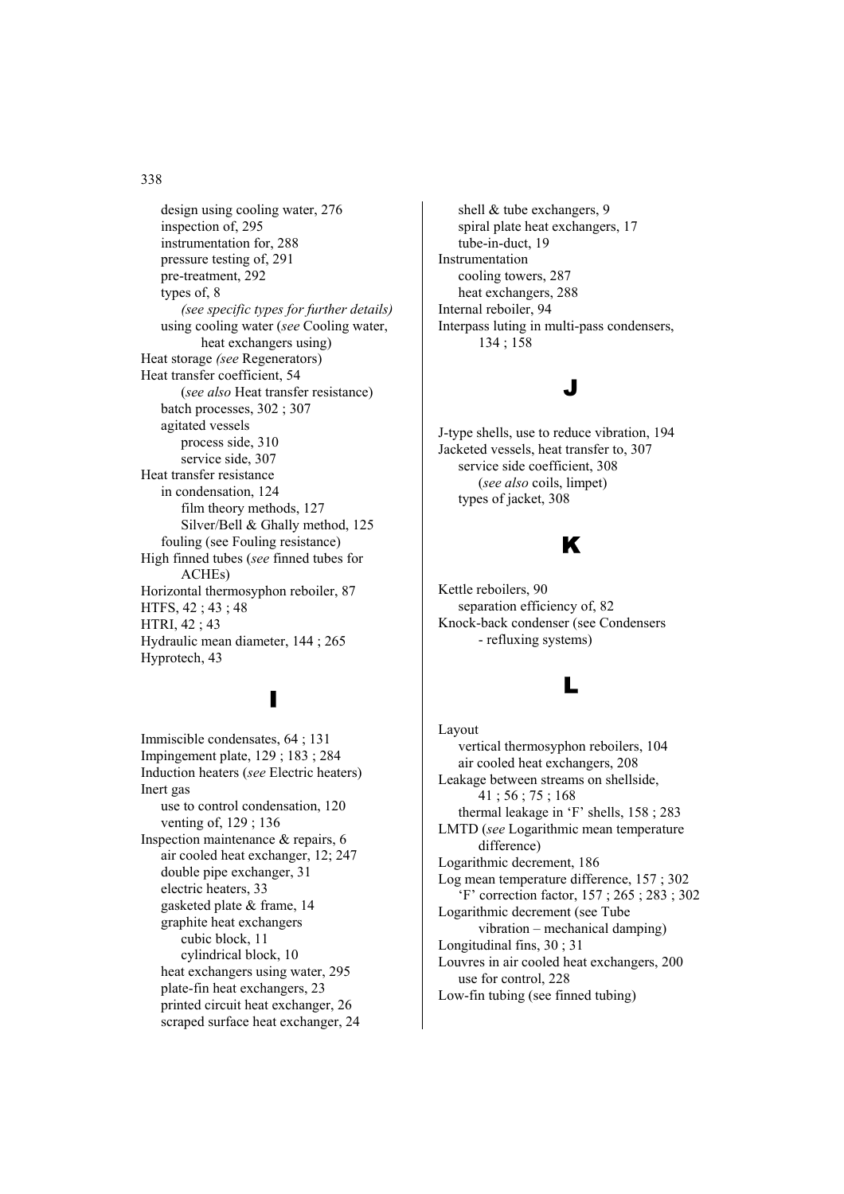design using cooling water, 276
inspection of, 295
instrumentation for, 288
pressure testing of, 291
pre-treatment, 292
types of, 8
*(see specific types for further details)*
using cooling water (*see* Cooling water, heat exchangers using)

Heat storage *(see* Regenerators)
Heat transfer coefficient, 54
(*see also* Heat transfer resistance)
batch processes, 302 ; 307
agitated vessels
process side, 310
service side, 307
Heat transfer resistance
in condensation, 124
film theory methods, 127
Silver/Bell & Ghally method, 125
fouling (see Fouling resistance)
High finned tubes (*see* finned tubes for ACHEs)
Horizontal thermosyphon reboiler, 87
HTFS, 42 ; 43 ; 48
HTRI, 42 ; 43
Hydraulic mean diameter, 144 ; 265
Hyprotech, 43

## I

Immiscible condensates, 64 ; 131
Impingement plate, 129 ; 183 ; 284
Induction heaters (*see* Electric heaters)
Inert gas
use to control condensation, 120
venting of, 129 ; 136
Inspection maintenance & repairs, 6
air cooled heat exchanger, 12; 247
double pipe exchanger, 31
electric heaters, 33
gasketed plate & frame, 14
graphite heat exchangers
cubic block, 11
cylindrical block, 10
heat exchangers using water, 295
plate-fin heat exchangers, 23
printed circuit heat exchanger, 26
scraped surface heat exchanger, 24
shell & tube exchangers, 9
spiral plate heat exchangers, 17
tube-in-duct, 19
Instrumentation
cooling towers, 287
heat exchangers, 288
Internal reboiler, 94
Interpass luting in multi-pass condensers, 134 ; 158

## J

J-type shells, use to reduce vibration, 194
Jacketed vessels, heat transfer to, 307
service side coefficient, 308
(*see also* coils, limpet)
types of jacket, 308

## K

Kettle reboilers, 90
separation efficiency of, 82
Knock-back condenser (see Condensers - refluxing systems)

## L

Layout
vertical thermosyphon reboilers, 104
air cooled heat exchangers, 208
Leakage between streams on shellside, 41 ; 56 ; 75 ; 168
thermal leakage in 'F' shells, 158 ; 283
LMTD (*see* Logarithmic mean temperature difference)
Logarithmic decrement, 186
Log mean temperature difference, 157 ; 302
'F' correction factor, 157 ; 265 ; 283 ; 302
Logarithmic decrement (see Tube vibration – mechanical damping)
Longitudinal fins, 30 ; 31
Louvres in air cooled heat exchangers, 200
use for control, 228
Low-fin tubing (see finned tubing)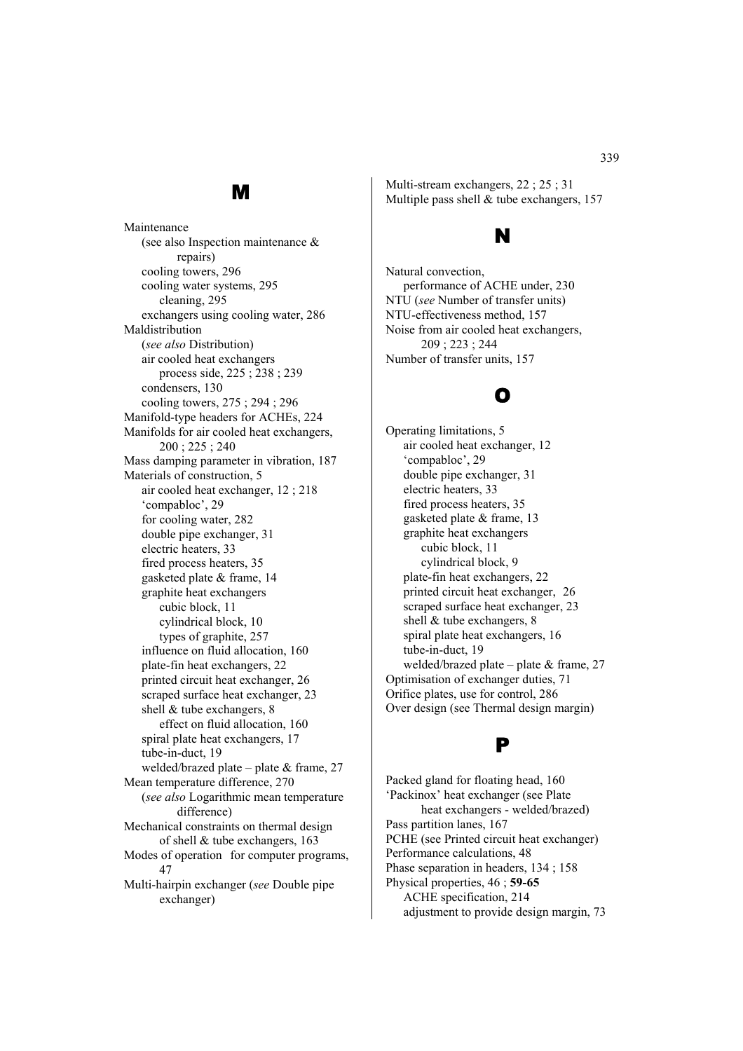## M

Maintenance
- (see also Inspection maintenance & repairs)
- cooling towers, 296
- cooling water systems, 295
  - cleaning, 295
- exchangers using cooling water, 286

Maldistribution
- (*see also* Distribution)
- air cooled heat exchangers
  - process side, 225 ; 238 ; 239
- condensers, 130
- cooling towers, 275 ; 294 ; 296

Manifold-type headers for ACHEs, 224

Manifolds for air cooled heat exchangers, 200 ; 225 ; 240

Mass damping parameter in vibration, 187

Materials of construction, 5
- air cooled heat exchanger, 12 ; 218
- 'compabloc', 29
- for cooling water, 282
- double pipe exchanger, 31
- electric heaters, 33
- fired process heaters, 35
- gasketed plate & frame, 14
- graphite heat exchangers
  - cubic block, 11
  - cylindrical block, 10
  - types of graphite, 257
- influence on fluid allocation, 160
- plate-fin heat exchangers, 22
- printed circuit heat exchanger, 26
- scraped surface heat exchanger, 23
- shell & tube exchangers, 8
  - effect on fluid allocation, 160
- spiral plate heat exchangers, 17
- tube-in-duct, 19
- welded/brazed plate – plate & frame, 27

Mean temperature difference, 270
- (*see also* Logarithmic mean temperature difference)

Mechanical constraints on thermal design of shell & tube exchangers, 163

Modes of operation for computer programs, 47

Multi-hairpin exchanger (*see* Double pipe exchanger)

Multi-stream exchangers, 22 ; 25 ; 31

Multiple pass shell & tube exchangers, 157

## N

Natural convection,
- performance of ACHE under, 230

NTU (*see* Number of transfer units)

NTU-effectiveness method, 157

Noise from air cooled heat exchangers, 209 ; 223 ; 244

Number of transfer units, 157

## O

Operating limitations, 5
- air cooled heat exchanger, 12
- 'compabloc', 29
- double pipe exchanger, 31
- electric heaters, 33
- fired process heaters, 35
- gasketed plate & frame, 13
- graphite heat exchangers
  - cubic block, 11
  - cylindrical block, 9
- plate-fin heat exchangers, 22
- printed circuit heat exchanger, 26
- scraped surface heat exchanger, 23
- shell & tube exchangers, 8
- spiral plate heat exchangers, 16
- tube-in-duct, 19
- welded/brazed plate – plate & frame, 27

Optimisation of exchanger duties, 71

Orifice plates, use for control, 286

Over design (see Thermal design margin)

## P

Packed gland for floating head, 160

'Packinox' heat exchanger (see Plate heat exchangers - welded/brazed)

Pass partition lanes, 167

PCHE (see Printed circuit heat exchanger)

Performance calculations, 48

Phase separation in headers, 134 ; 158

Physical properties, 46 ; **59-65**
- ACHE specification, 214
- adjustment to provide design margin, 73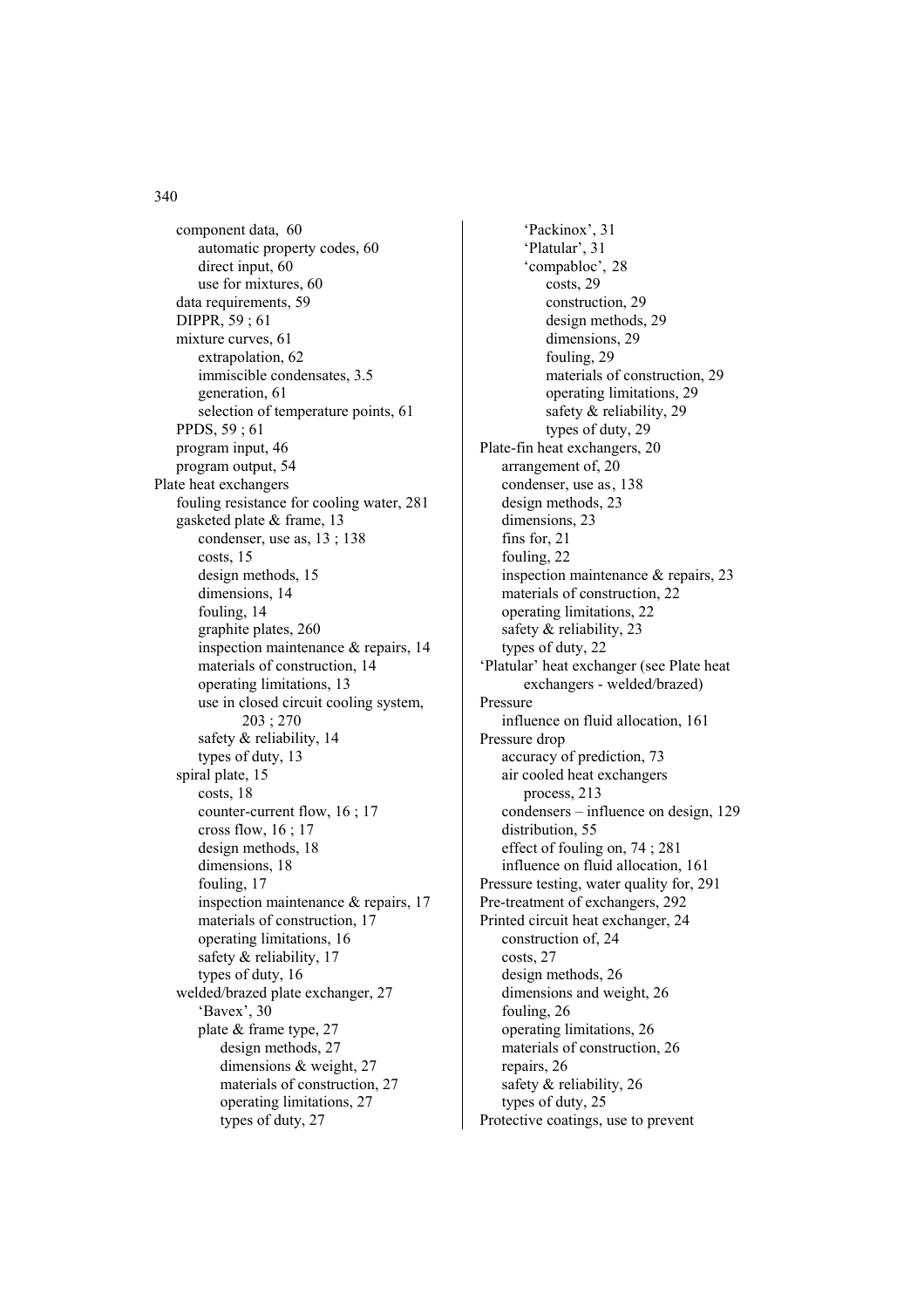component data, 60
    automatic property codes, 60
    direct input, 60
    use for mixtures, 60
data requirements, 59
DIPPR, 59 ; 61
mixture curves, 61
    extrapolation, 62
    immiscible condensates, 3.5
    generation, 61
    selection of temperature points, 61
PPDS, 59 ; 61
program input, 46
program output, 54

Plate heat exchangers
  fouling resistance for cooling water, 281
  gasketed plate & frame, 13
    condenser, use as, 13 ; 138
    costs, 15
    design methods, 15
    dimensions, 14
    fouling, 14
    graphite plates, 260
    inspection maintenance & repairs, 14
    materials of construction, 14
    operating limitations, 13
    use in closed circuit cooling system, 203 ; 270
    safety & reliability, 14
    types of duty, 13
  spiral plate, 15
    costs, 18
    counter-current flow, 16 ; 17
    cross flow, 16 ; 17
    design methods, 18
    dimensions, 18
    fouling, 17
    inspection maintenance & repairs, 17
    materials of construction, 17
    operating limitations, 16
    safety & reliability, 17
    types of duty, 16
  welded/brazed plate exchanger, 27
    'Bavex', 30
    plate & frame type, 27
      design methods, 27
      dimensions & weight, 27
      materials of construction, 27
      operating limitations, 27
      types of duty, 27
    'Packinox', 31
    'Platular', 31
    'compabloc', 28
      costs, 29
      construction, 29
      design methods, 29
      dimensions, 29
      fouling, 29
      materials of construction, 29
      operating limitations, 29
      safety & reliability, 29
      types of duty, 29

Plate-fin heat exchangers, 20
  arrangement of, 20
  condenser, use as, 138
  design methods, 23
  dimensions, 23
  fins for, 21
  fouling, 22
  inspection maintenance & repairs, 23
  materials of construction, 22
  operating limitations, 22
  safety & reliability, 23
  types of duty, 22

'Platular' heat exchanger (see Plate heat exchangers - welded/brazed)

Pressure
  influence on fluid allocation, 161

Pressure drop
  accuracy of prediction, 73
  air cooled heat exchangers
    process, 213
  condensers – influence on design, 129
  distribution, 55
  effect of fouling on, 74 ; 281
  influence on fluid allocation, 161

Pressure testing, water quality for, 291

Pre-treatment of exchangers, 292

Printed circuit heat exchanger, 24
  construction of, 24
  costs, 27
  design methods, 26
  dimensions and weight, 26
  fouling, 26
  operating limitations, 26
  materials of construction, 26
  repairs, 26
  safety & reliability, 26
  types of duty, 25

Protective coatings, use to prevent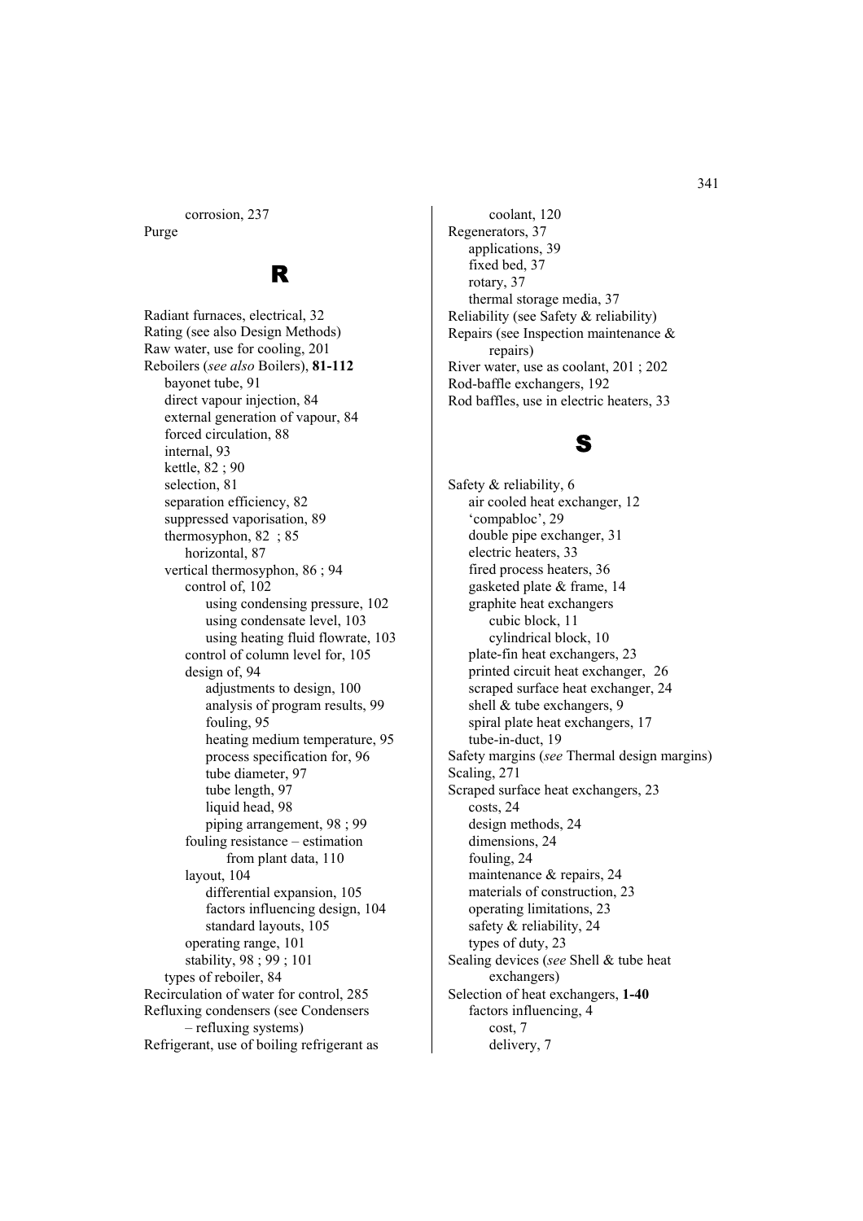corrosion, 237

Purge

## R

Radiant furnaces, electrical, 32
Rating (see also Design Methods)
Raw water, use for cooling, 201
Reboilers (*see also* Boilers), **81-112**
- bayonet tube, 91
- direct vapour injection, 84
- external generation of vapour, 84
- forced circulation, 88
- internal, 93
- kettle, 82 ; 90
- selection, 81
- separation efficiency, 82
- suppressed vaporisation, 89
- thermosyphon, 82 ; 85
  - horizontal, 87
- vertical thermosyphon, 86 ; 94
  - control of, 102
    - using condensing pressure, 102
    - using condensate level, 103
    - using heating fluid flowrate, 103
  - control of column level for, 105
  - design of, 94
    - adjustments to design, 100
    - analysis of program results, 99
    - fouling, 95
    - heating medium temperature, 95
    - process specification for, 96
    - tube diameter, 97
    - tube length, 97
    - liquid head, 98
    - piping arrangement, 98 ; 99
  - fouling resistance – estimation from plant data, 110
  - layout, 104
    - differential expansion, 105
    - factors influencing design, 104
    - standard layouts, 105
  - operating range, 101
  - stability, 98 ; 99 ; 101
- types of reboiler, 84

Recirculation of water for control, 285
Refluxing condensers (see Condensers – refluxing systems)
Refrigerant, use of boiling refrigerant as coolant, 120
Regenerators, 37
- applications, 39
- fixed bed, 37
- rotary, 37
- thermal storage media, 37

Reliability (see Safety & reliability)
Repairs (see Inspection maintenance & repairs)
River water, use as coolant, 201 ; 202
Rod-baffle exchangers, 192
Rod baffles, use in electric heaters, 33

## S

Safety & reliability, 6
- air cooled heat exchanger, 12
- 'compabloc', 29
- double pipe exchanger, 31
- electric heaters, 33
- fired process heaters, 36
- gasketed plate & frame, 14
- graphite heat exchangers
  - cubic block, 11
  - cylindrical block, 10
- plate-fin heat exchangers, 23
- printed circuit heat exchanger, 26
- scraped surface heat exchanger, 24
- shell & tube exchangers, 9
- spiral plate heat exchangers, 17
- tube-in-duct, 19

Safety margins (*see* Thermal design margins)
Scaling, 271
Scraped surface heat exchangers, 23
- costs, 24
- design methods, 24
- dimensions, 24
- fouling, 24
- maintenance & repairs, 24
- materials of construction, 23
- operating limitations, 23
- safety & reliability, 24
- types of duty, 23

Sealing devices (*see* Shell & tube heat exchangers)
Selection of heat exchangers, **1-40**
- factors influencing, 4
  - cost, 7
  - delivery, 7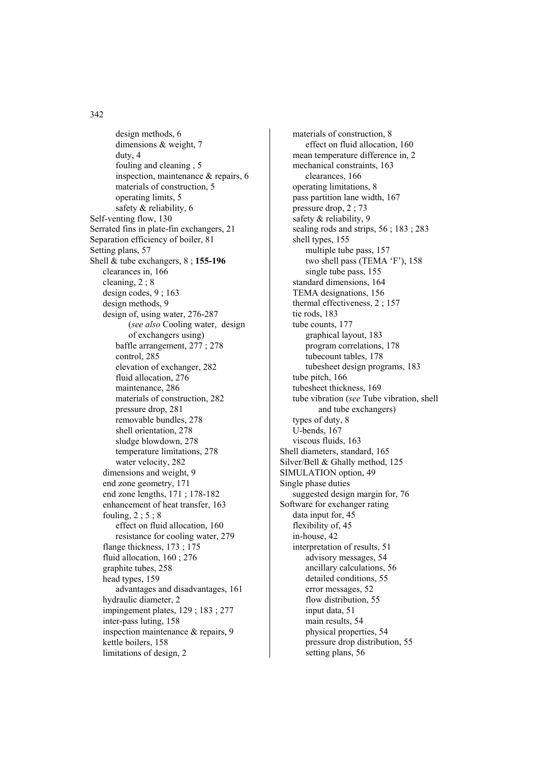design methods, 6
dimensions & weight, 7
duty, 4
fouling and cleaning , 5
inspection, maintenance & repairs, 6
materials of construction, 5
operating limits, 5
safety & reliability, 6

Self-venting flow, 130
Serrated fins in plate-fin exchangers, 21
Separation efficiency of boiler, 81
Setting plans, 57
Shell & tube exchangers, 8 ; **155-196**
- clearances in, 166
- cleaning, 2 ; 8
- design codes, 9 ; 163
- design methods, 9
- design of, using water, 276-287 (*see also* Cooling water, design of exchangers using)
  - baffle arrangement, 277 ; 278
  - control, 285
  - elevation of exchanger, 282
  - fluid allocation, 276
  - maintenance, 286
  - materials of construction, 282
  - pressure drop, 281
  - removable bundles, 278
  - shell orientation, 278
  - sludge blowdown, 278
  - temperature limitations, 278
  - water velocity, 282
- dimensions and weight, 9
- end zone geometry, 171
- end zone lengths, 171 ; 178-182
- enhancement of heat transfer, 163
- fouling, 2 ; 5 ; 8
  - effect on fluid allocation, 160
  - resistance for cooling water, 279
- flange thickness, 173 ; 175
- fluid allocation, 160 ; 276
- graphite tubes, 258
- head types, 159
  - advantages and disadvantages, 161
- hydraulic diameter, 2
- impingement plates, 129 ; 183 ; 277
- inter-pass luting, 158
- inspection maintenance & repairs, 9
- kettle boilers, 158
- limitations of design, 2
- materials of construction, 8
  - effect on fluid allocation, 160
- mean temperature difference in, 2
- mechanical constraints, 163
  - clearances, 166
- operating limitations, 8
- pass partition lane width, 167
- pressure drop, 2 ; 73
- safety & reliability, 9
- sealing rods and strips, 56 ; 183 ; 283
- shell types, 155
  - multiple tube pass, 157
  - two shell pass (TEMA 'F'), 158
  - single tube pass, 155
- standard dimensions, 164
- TEMA designations, 156
- thermal effectiveness, 2 ; 157
- tie rods, 183
- tube counts, 177
  - graphical layout, 183
  - program correlations, 178
  - tubecount tables, 178
  - tubesheet design programs, 183
- tube pitch, 166
- tubesheet thickness, 169
- tube vibration (*see* Tube vibration, shell and tube exchangers)
- types of duty, 8
- U-bends, 167
- viscous fluids, 163

Shell diameters, standard, 165
Silver/Bell & Ghally method, 125
SIMULATION option, 49
Single phase duties
- suggested design margin for, 76

Software for exchanger rating
- data input for, 45
- flexibility of, 45
- in-house, 42
- interpretation of results, 51
  - advisory messages, 54
  - ancillary calculations, 56
  - detailed conditions, 55
  - error messages, 52
  - flow distribution, 55
  - input data, 51
  - main results, 54
  - physical properties, 54
  - pressure drop distribution, 55
  - setting plans, 56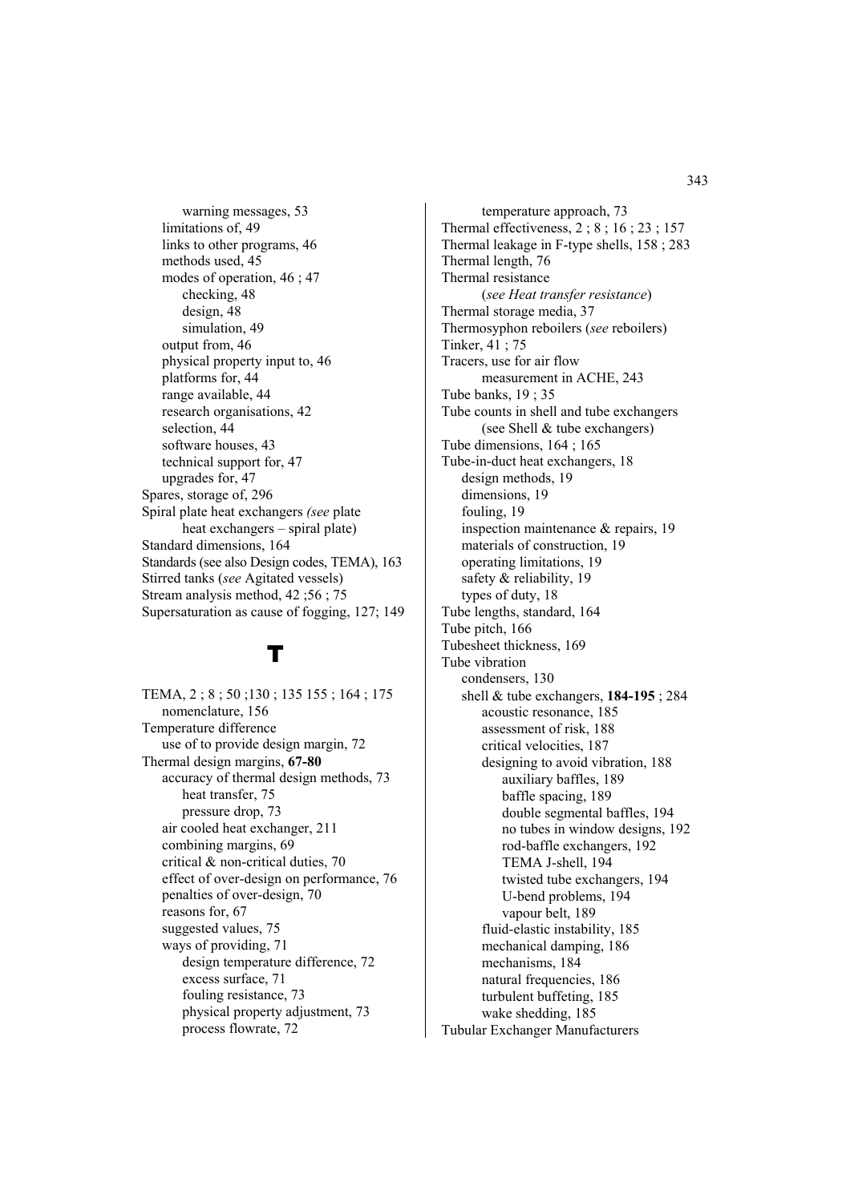warning messages, 53
limitations of, 49
links to other programs, 46
methods used, 45
modes of operation, 46 ; 47
checking, 48
design, 48
simulation, 49
output from, 46
physical property input to, 46
platforms for, 44
range available, 44
research organisations, 42
selection, 44
software houses, 43
technical support for, 47
upgrades for, 47
Spares, storage of, 296
Spiral plate heat exchangers *(see* plate heat exchangers – spiral plate)
Standard dimensions, 164
Standards (see also Design codes, TEMA), 163
Stirred tanks (*see* Agitated vessels)
Stream analysis method, 42 ;56 ; 75
Supersaturation as cause of fogging, 127; 149

# T

TEMA, 2 ; 8 ; 50 ;130 ; 135 155 ; 164 ; 175
nomenclature, 156
Temperature difference
use of to provide design margin, 72
Thermal design margins, **67-80**
accuracy of thermal design methods, 73
heat transfer, 75
pressure drop, 73
air cooled heat exchanger, 211
combining margins, 69
critical & non-critical duties, 70
effect of over-design on performance, 76
penalties of over-design, 70
reasons for, 67
suggested values, 75
ways of providing, 71
design temperature difference, 72
excess surface, 71
fouling resistance, 73
physical property adjustment, 73
process flowrate, 72
temperature approach, 73
Thermal effectiveness, 2 ; 8 ; 16 ; 23 ; 157
Thermal leakage in F-type shells, 158 ; 283
Thermal length, 76
Thermal resistance
(*see Heat transfer resistance*)
Thermal storage media, 37
Thermosyphon reboilers (*see* reboilers)
Tinker, 41 ; 75
Tracers, use for air flow measurement in ACHE, 243
Tube banks, 19 ; 35
Tube counts in shell and tube exchangers (see Shell & tube exchangers)
Tube dimensions, 164 ; 165
Tube-in-duct heat exchangers, 18
design methods, 19
dimensions, 19
fouling, 19
inspection maintenance & repairs, 19
materials of construction, 19
operating limitations, 19
safety & reliability, 19
types of duty, 18
Tube lengths, standard, 164
Tube pitch, 166
Tubesheet thickness, 169
Tube vibration
condensers, 130
shell & tube exchangers, **184-195** ; 284
acoustic resonance, 185
assessment of risk, 188
critical velocities, 187
designing to avoid vibration, 188
auxiliary baffles, 189
baffle spacing, 189
double segmental baffles, 194
no tubes in window designs, 192
rod-baffle exchangers, 192
TEMA J-shell, 194
twisted tube exchangers, 194
U-bend problems, 194
vapour belt, 189
fluid-elastic instability, 185
mechanical damping, 186
mechanisms, 184
natural frequencies, 186
turbulent buffeting, 185
wake shedding, 185
Tubular Exchanger Manufacturers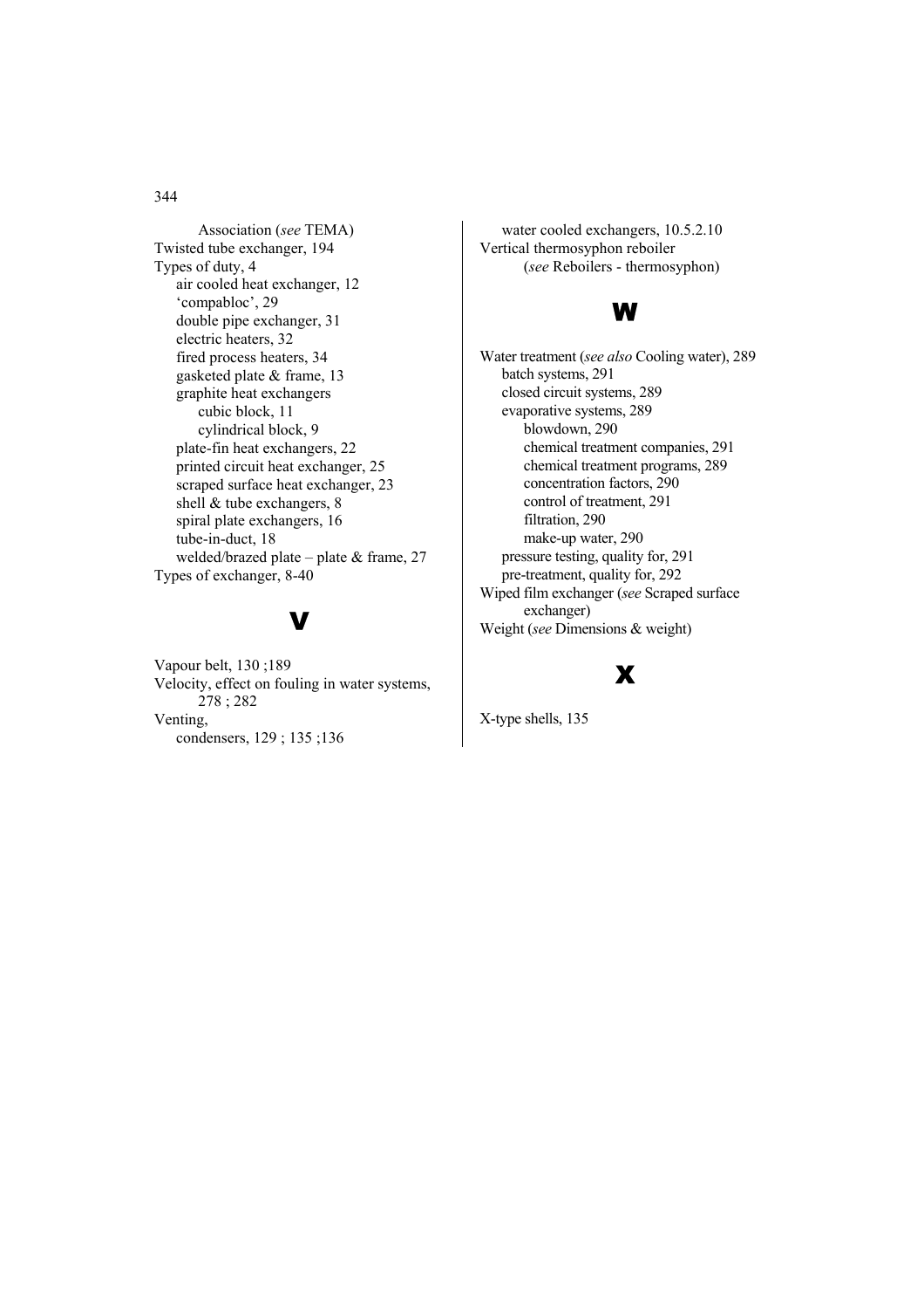Association (*see* TEMA)
Twisted tube exchanger, 194
Types of duty, 4
    air cooled heat exchanger, 12
    'compabloc', 29
    double pipe exchanger, 31
    electric heaters, 32
    fired process heaters, 34
    gasketed plate & frame, 13
    graphite heat exchangers
        cubic block, 11
        cylindrical block, 9
    plate-fin heat exchangers, 22
    printed circuit heat exchanger, 25
    scraped surface heat exchanger, 23
    shell & tube exchangers, 8
    spiral plate exchangers, 16
    tube-in-duct, 18
    welded/brazed plate – plate & frame, 27
Types of exchanger, 8-40

## V

Vapour belt, 130 ;189
Velocity, effect on fouling in water systems, 278 ; 282
Venting,
    condensers, 129 ; 135 ;136
    water cooled exchangers, 10.5.2.10
Vertical thermosyphon reboiler
    (*see* Reboilers - thermosyphon)

## W

Water treatment (*see also* Cooling water), 289
    batch systems, 291
    closed circuit systems, 289
    evaporative systems, 289
        blowdown, 290
        chemical treatment companies, 291
        chemical treatment programs, 289
        concentration factors, 290
        control of treatment, 291
        filtration, 290
        make-up water, 290
    pressure testing, quality for, 291
    pre-treatment, quality for, 292
Wiped film exchanger (*see* Scraped surface exchanger)
Weight (*see* Dimensions & weight)

## X

X-type shells, 135